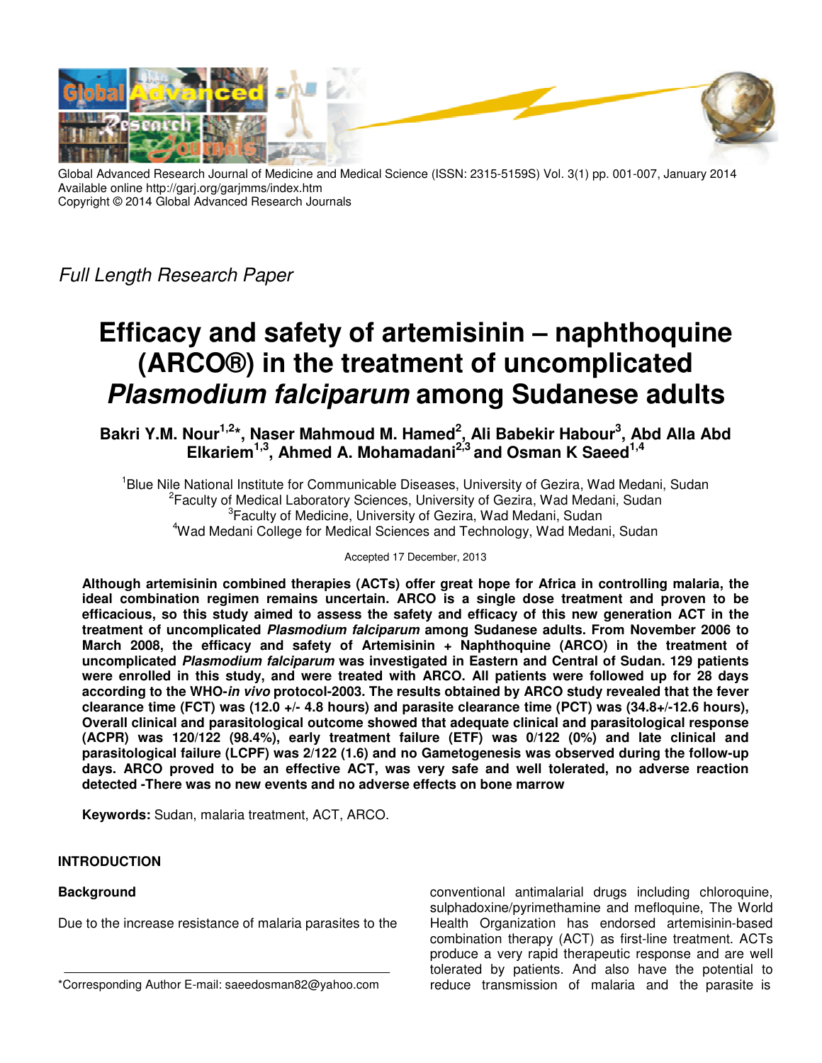Global Advanced Research Journal of Medicine and Medical Science (ISSN: 2315-5159S) Vol. 3(1) pp. 001-007, January 2014
Available online http://garj.org/garjmms/index.htm
Copyright © 2014 Global Advanced Research Journals

*Full Length Research Paper*

# Efficacy and safety of artemisinin – naphthoquine (ARCO®) in the treatment of uncomplicated *Plasmodium falciparum* among Sudanese adults

**Bakri Y.M. Nour[1,2]*, Naser Mahmoud M. Hamed[2], Ali Babekir Habour[3], Abd Alla Abd Elkariem[1,3], Ahmed A. Mohamadani[2,3] and Osman K Saeed[1,4]**

[1]Blue Nile National Institute for Communicable Diseases, University of Gezira, Wad Medani, Sudan
[2]Faculty of Medical Laboratory Sciences, University of Gezira, Wad Medani, Sudan
[3]Faculty of Medicine, University of Gezira, Wad Medani, Sudan
[4]Wad Medani College for Medical Sciences and Technology, Wad Medani, Sudan

Accepted 17 December, 2013

**Although artemisinin combined therapies (ACTs) offer great hope for Africa in controlling malaria, the ideal combination regimen remains uncertain. ARCO is a single dose treatment and proven to be efficacious, so this study aimed to assess the safety and efficacy of this new generation ACT in the treatment of uncomplicated *Plasmodium falciparum* among Sudanese adults. From November 2006 to March 2008, the efficacy and safety of Artemisinin + Naphthoquine (ARCO) in the treatment of uncomplicated *Plasmodium falciparum* was investigated in Eastern and Central of Sudan. 129 patients were enrolled in this study, and were treated with ARCO. All patients were followed up for 28 days according to the WHO-*in vivo* protocol-2003. The results obtained by ARCO study revealed that the fever clearance time (FCT) was (12.0 +/- 4.8 hours) and parasite clearance time (PCT) was (34.8+/-12.6 hours), Overall clinical and parasitological outcome showed that adequate clinical and parasitological response (ACPR) was 120/122 (98.4%), early treatment failure (ETF) was 0/122 (0%) and late clinical and parasitological failure (LCPF) was 2/122 (1.6) and no Gametogenesis was observed during the follow-up days. ARCO proved to be an effective ACT, was very safe and well tolerated, no adverse reaction detected -There was no new events and no adverse effects on bone marrow**

**Keywords:** Sudan, malaria treatment, ACT, ARCO.

## INTRODUCTION

### Background

Due to the increase resistance of malaria parasites to the conventional antimalarial drugs including chloroquine, sulphadoxine/pyrimethamine and mefloquine, The World Health Organization has endorsed artemisinin-based combination therapy (ACT) as first-line treatment. ACTs produce a very rapid therapeutic response and are well tolerated by patients. And also have the potential to reduce transmission of malaria and the parasite is

*Corresponding Author E-mail: saeedosman82@yahoo.com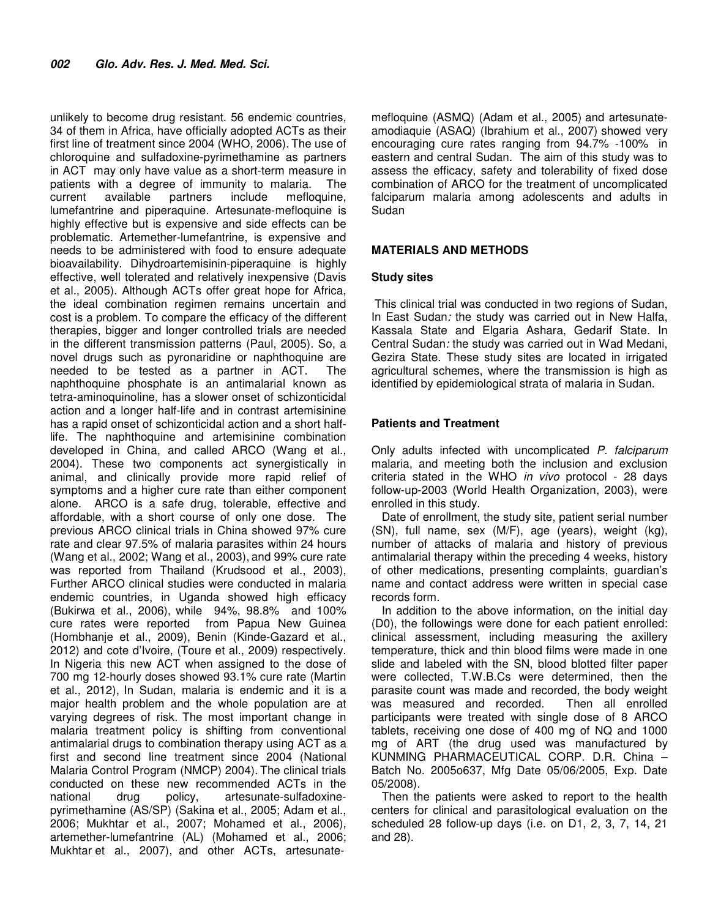unlikely to become drug resistant. 56 endemic countries, 34 of them in Africa, have officially adopted ACTs as their first line of treatment since 2004 (WHO, 2006). The use of chloroquine and sulfadoxine-pyrimethamine as partners in ACT may only have value as a short-term measure in patients with a degree of immunity to malaria. The current available partners include mefloquine, lumefantrine and piperaquine. Artesunate-mefloquine is highly effective but is expensive and side effects can be problematic. Artemether-lumefantrine, is expensive and needs to be administered with food to ensure adequate bioavailability. Dihydroartemisinin-piperaquine is highly effective, well tolerated and relatively inexpensive (Davis et al., 2005). Although ACTs offer great hope for Africa, the ideal combination regimen remains uncertain and cost is a problem. To compare the efficacy of the different therapies, bigger and longer controlled trials are needed in the different transmission patterns (Paul, 2005). So, a novel drugs such as pyronaridine or naphthoquine are needed to be tested as a partner in ACT. The naphthoquine phosphate is an antimalarial known as tetra-aminoquinoline, has a slower onset of schizonticidal action and a longer half-life and in contrast artemisinine has a rapid onset of schizonticidal action and a short half-life. The naphthoquine and artemisinine combination developed in China, and called ARCO (Wang et al., 2004). These two components act synergistically in animal, and clinically provide more rapid relief of symptoms and a higher cure rate than either component alone. ARCO is a safe drug, tolerable, effective and affordable, with a short course of only one dose. The previous ARCO clinical trials in China showed 97% cure rate and clear 97.5% of malaria parasites within 24 hours (Wang et al., 2002; Wang et al., 2003), and 99% cure rate was reported from Thailand (Krudsood et al., 2003), Further ARCO clinical studies were conducted in malaria endemic countries, in Uganda showed high efficacy (Bukirwa et al., 2006), while 94%, 98.8% and 100% cure rates were reported from Papua New Guinea (Hombhanje et al., 2009), Benin (Kinde-Gazard et al., 2012) and cote d'Ivoire, (Toure et al., 2009) respectively. In Nigeria this new ACT when assigned to the dose of 700 mg 12-hourly doses showed 93.1% cure rate (Martin et al., 2012), In Sudan, malaria is endemic and it is a major health problem and the whole population are at varying degrees of risk. The most important change in malaria treatment policy is shifting from conventional antimalarial drugs to combination therapy using ACT as a first and second line treatment since 2004 (National Malaria Control Program (NMCP) 2004). The clinical trials conducted on these new recommended ACTs in the national drug policy, artesunate-sulfadoxine-pyrimethamine (AS/SP) (Sakina et al., 2005; Adam et al., 2006; Mukhtar et al., 2007; Mohamed et al., 2006), artemether-lumefantrine (AL) (Mohamed et al., 2006; Mukhtar et al., 2007), and other ACTs, artesunate-mefloquine (ASMQ) (Adam et al., 2005) and artesunate-amodiaquie (ASAQ) (Ibrahium et al., 2007) showed very encouraging cure rates ranging from 94.7% -100% in eastern and central Sudan. The aim of this study was to assess the efficacy, safety and tolerability of fixed dose combination of ARCO for the treatment of uncomplicated falciparum malaria among adolescents and adults in Sudan

## MATERIALS AND METHODS

### Study sites

This clinical trial was conducted in two regions of Sudan, In East Sudan*:* the study was carried out in New Halfa, Kassala State and Elgaria Ashara, Gedarif State. In Central Sudan*:* the study was carried out in Wad Medani, Gezira State. These study sites are located in irrigated agricultural schemes, where the transmission is high as identified by epidemiological strata of malaria in Sudan.

### Patients and Treatment

Only adults infected with uncomplicated *P. falciparum* malaria, and meeting both the inclusion and exclusion criteria stated in the WHO *in vivo* protocol - 28 days follow-up-2003 (World Health Organization, 2003), were enrolled in this study.

Date of enrollment, the study site, patient serial number (SN), full name, sex (M/F), age (years), weight (kg), number of attacks of malaria and history of previous antimalarial therapy within the preceding 4 weeks, history of other medications, presenting complaints, guardian's name and contact address were written in special case records form.

In addition to the above information, on the initial day (D0), the followings were done for each patient enrolled: clinical assessment, including measuring the axillery temperature, thick and thin blood films were made in one slide and labeled with the SN, blood blotted filter paper were collected, T.W.B.Cs were determined, then the parasite count was made and recorded, the body weight was measured and recorded. Then all enrolled participants were treated with single dose of 8 ARCO tablets, receiving one dose of 400 mg of NQ and 1000 mg of ART (the drug used was manufactured by KUNMING PHARMACEUTICAL CORP. D.R. China – Batch No. 2005o637, Mfg Date 05/06/2005, Exp. Date 05/2008).

Then the patients were asked to report to the health centers for clinical and parasitological evaluation on the scheduled 28 follow-up days (i.e. on D1, 2, 3, 7, 14, 21 and 28).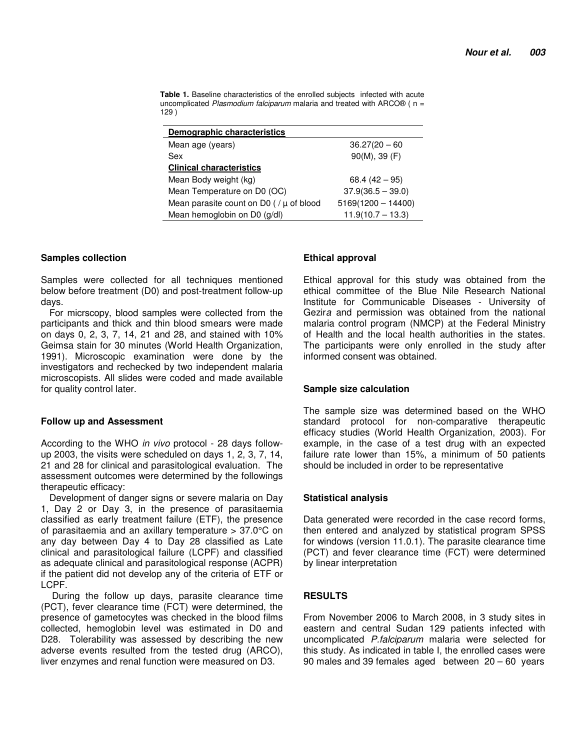**Table 1.** Baseline characteristics of the enrolled subjects infected with acute uncomplicated *Plasmodium falciparum* malaria and treated with ARCO® ( n = 129 )

| **Demographic characteristics** | |
|---|---|
| Mean age (years) | 36.27(20 – 60 |
| Sex | 90(M), 39 (F) |
| **Clinical characteristics** | |
| Mean Body weight (kg) | 68.4 (42 – 95) |
| Mean Temperature on D0 (OC) | 37.9(36.5 – 39.0) |
| Mean parasite count on D0 ( / µ of blood | 5169(1200 – 14400) |
| Mean hemoglobin on D0 (g/dl) | 11.9(10.7 – 13.3) |

### Samples collection

Samples were collected for all techniques mentioned below before treatment (D0) and post-treatment follow-up days.

For micrscopy, blood samples were collected from the participants and thick and thin blood smears were made on days 0, 2, 3, 7, 14, 21 and 28, and stained with 10% Geimsa stain for 30 minutes (World Health Organization, 1991). Microscopic examination were done by the investigators and rechecked by two independent malaria microscopists. All slides were coded and made available for quality control later.

### Follow up and Assessment

According to the WHO *in vivo* protocol - 28 days follow-up 2003, the visits were scheduled on days 1, 2, 3, 7, 14, 21 and 28 for clinical and parasitological evaluation. The assessment outcomes were determined by the followings therapeutic efficacy:

Development of danger signs or severe malaria on Day 1, Day 2 or Day 3, in the presence of parasitaemia classified as early treatment failure (ETF), the presence of parasitaemia and an axillary temperature > 37.0°C on any day between Day 4 to Day 28 classified as Late clinical and parasitological failure (LCPF) and classified as adequate clinical and parasitological response (ACPR) if the patient did not develop any of the criteria of ETF or LCPF.

During the follow up days, parasite clearance time (PCT), fever clearance time (FCT) were determined, the presence of gametocytes was checked in the blood films collected, hemoglobin level was estimated in D0 and D28. Tolerability was assessed by describing the new adverse events resulted from the tested drug (ARCO), liver enzymes and renal function were measured on D3.

### Ethical approval

Ethical approval for this study was obtained from the ethical committee of the Blue Nile Research National Institute for Communicable Diseases - University of Gezir*a* and permission was obtained from the national malaria control program (NMCP) at the Federal Ministry of Health and the local health authorities in the states. The participants were only enrolled in the study after informed consent was obtained.

### Sample size calculation

The sample size was determined based on the WHO standard protocol for non-comparative therapeutic efficacy studies (World Health Organization, 2003). For example, in the case of a test drug with an expected failure rate lower than 15%, a minimum of 50 patients should be included in order to be representative

### Statistical analysis

Data generated were recorded in the case record forms, then entered and analyzed by statistical program SPSS for windows (version 11.0.1). The parasite clearance time (PCT) and fever clearance time (FCT) were determined by linear interpretation

## RESULTS

From November 2006 to March 2008, in 3 study sites in eastern and central Sudan 129 patients infected with uncomplicated *P.falciparum* malaria were selected for this study. As indicated in table I, the enrolled cases were 90 males and 39 females aged between 20 – 60 years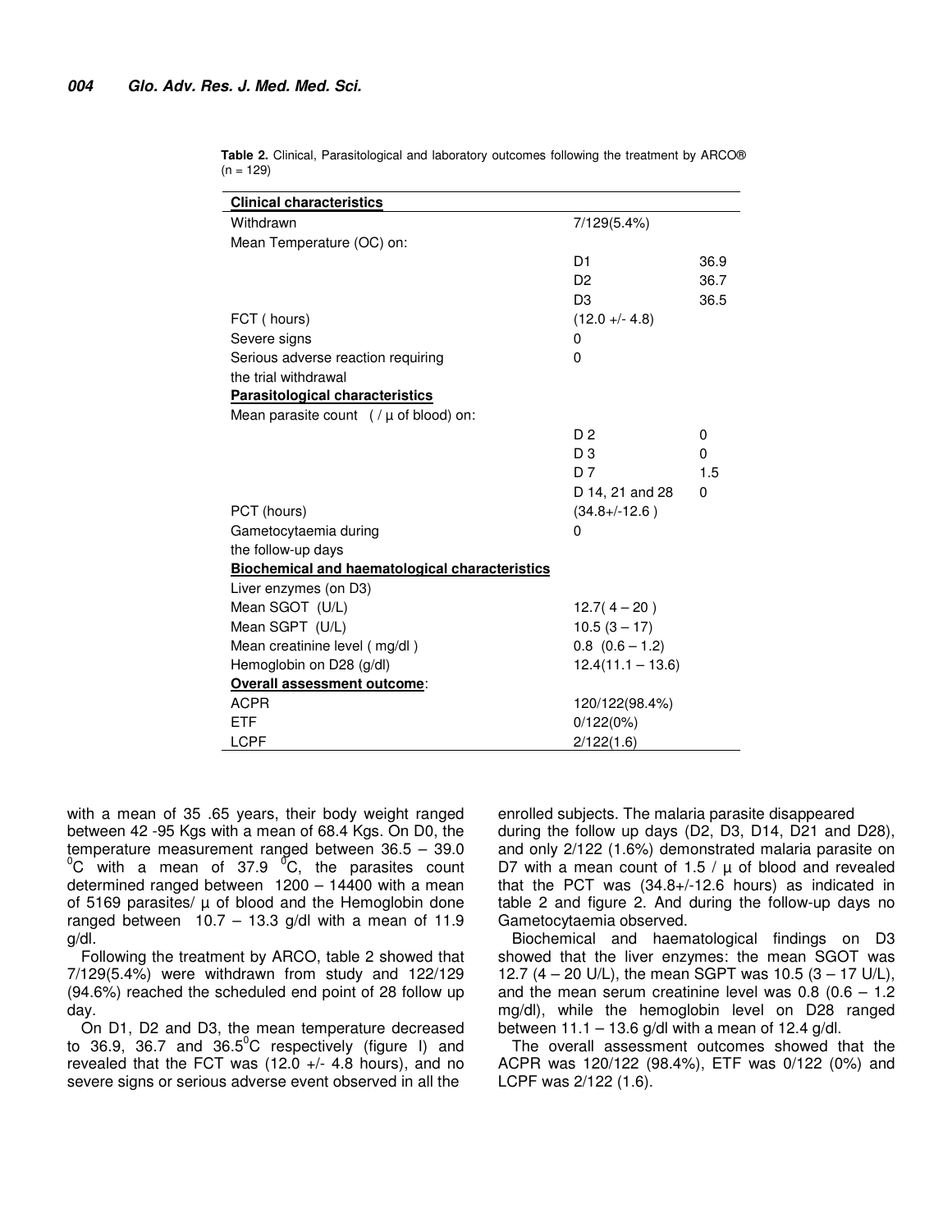**Table 2.** Clinical, Parasitological and laboratory outcomes following the treatment by ARCO® (n = 129)

| **Clinical characteristics** | | |
|---|---|---|
| Withdrawn | 7/129(5.4%) | |
| Mean Temperature (OC) on: | | |
| | D1 | 36.9 |
| | D2 | 36.7 |
| | D3 | 36.5 |
| FCT ( hours) | (12.0 +/- 4.8) | |
| Severe signs | 0 | |
| Serious adverse reaction requiring the trial withdrawal | 0 | |
| **Parasitological characteristics** | | |
| Mean parasite count ( / µ of blood) on: | | |
| | D 2 | 0 |
| | D 3 | 0 |
| | D 7 | 1.5 |
| | D 14, 21 and 28 | 0 |
| PCT (hours) | (34.8+/-12.6 ) | |
| Gametocytaemia during the follow-up days | 0 | |
| **Biochemical and haematological characteristics** | | |
| Liver enzymes (on D3) | | |
| Mean SGOT (U/L) | 12.7( 4 – 20 ) | |
| Mean SGPT (U/L) | 10.5 (3 – 17) | |
| Mean creatinine level ( mg/dl ) | 0.8 (0.6 – 1.2) | |
| Hemoglobin on D28 (g/dl) | 12.4(11.1 – 13.6) | |
| **Overall assessment outcome**: | | |
| ACPR | 120/122(98.4%) | |
| ETF | 0/122(0%) | |
| LCPF | 2/122(1.6) | |

with a mean of 35 .65 years, their body weight ranged between 42 -95 Kgs with a mean of 68.4 Kgs. On D0, the temperature measurement ranged between 36.5 – 39.0 $^{0}$C with a mean of 37.9 $^{0}$C, the parasites count determined ranged between 1200 – 14400 with a mean of 5169 parasites/ µ of blood and the Hemoglobin done ranged between 10.7 – 13.3 g/dl with a mean of 11.9 g/dl.

Following the treatment by ARCO, table 2 showed that 7/129(5.4%) were withdrawn from study and 122/129 (94.6%) reached the scheduled end point of 28 follow up day.

On D1, D2 and D3, the mean temperature decreased to 36.9, 36.7 and 36.5$^{0}$C respectively (figure I) and revealed that the FCT was (12.0 +/- 4.8 hours), and no severe signs or serious adverse event observed in all the enrolled subjects. The malaria parasite disappeared during the follow up days (D2, D3, D14, D21 and D28), and only 2/122 (1.6%) demonstrated malaria parasite on D7 with a mean count of 1.5 / µ of blood and revealed that the PCT was (34.8+/-12.6 hours) as indicated in table 2 and figure 2. And during the follow-up days no Gametocytaemia observed.

Biochemical and haematological findings on D3 showed that the liver enzymes: the mean SGOT was 12.7 (4 – 20 U/L), the mean SGPT was 10.5 (3 – 17 U/L), and the mean serum creatinine level was 0.8 (0.6 – 1.2 mg/dl), while the hemoglobin level on D28 ranged between 11.1 – 13.6 g/dl with a mean of 12.4 g/dl.

The overall assessment outcomes showed that the ACPR was 120/122 (98.4%), ETF was 0/122 (0%) and LCPF was 2/122 (1.6).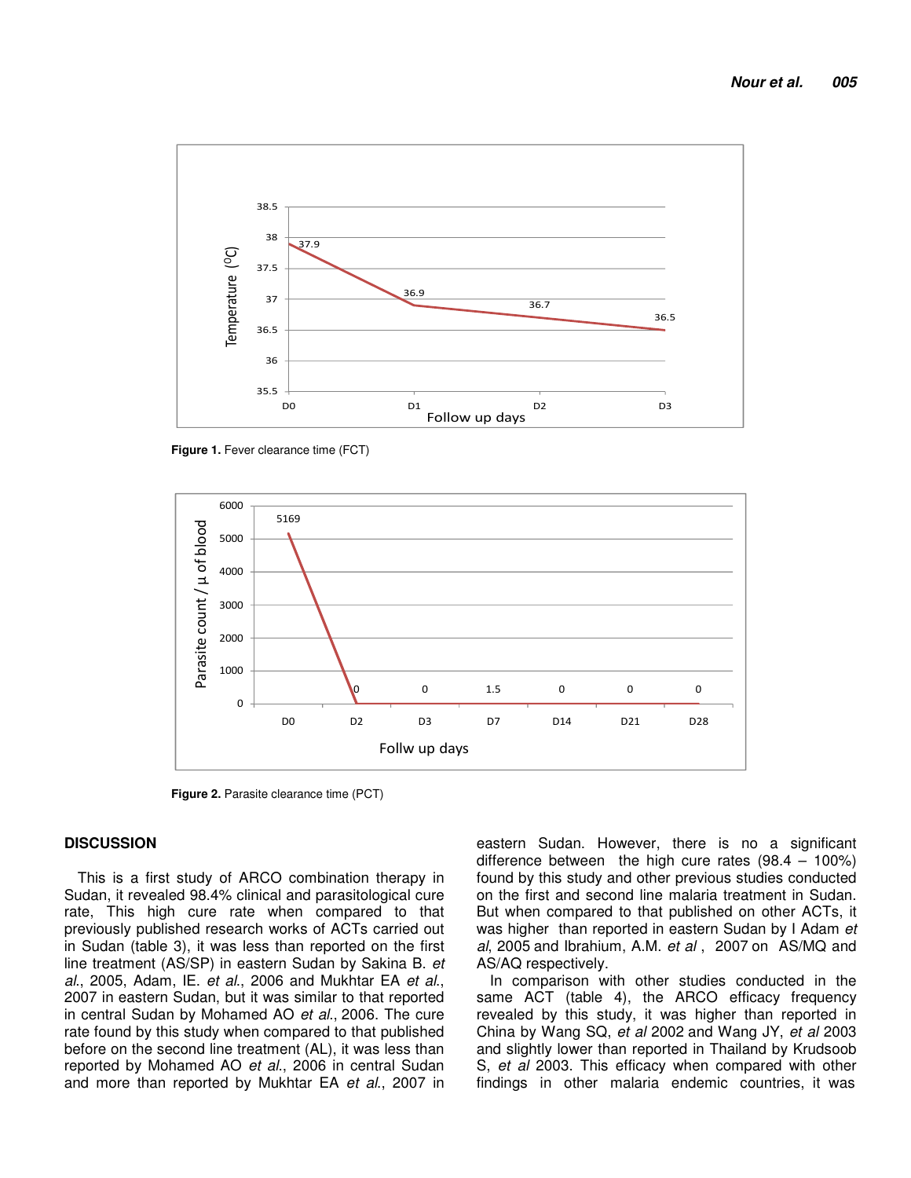Figure 1. Fever clearance time (FCT)

Figure 2. Parasite clearance time (PCT)

## DISCUSSION

This is a first study of ARCO combination therapy in Sudan, it revealed 98.4% clinical and parasitological cure rate, This high cure rate when compared to that previously published research works of ACTs carried out in Sudan (table 3), it was less than reported on the first line treatment (AS/SP) in eastern Sudan by Sakina B. *et al*., 2005, Adam, IE. *et al*., 2006 and Mukhtar EA *et al*., 2007 in eastern Sudan, but it was similar to that reported in central Sudan by Mohamed AO *et al*., 2006. The cure rate found by this study when compared to that published before on the second line treatment (AL), it was less than reported by Mohamed AO *et al*., 2006 in central Sudan and more than reported by Mukhtar EA *et al*., 2007 in eastern Sudan. However, there is no a significant difference between the high cure rates (98.4 – 100%) found by this study and other previous studies conducted on the first and second line malaria treatment in Sudan. But when compared to that published on other ACTs, it was higher than reported in eastern Sudan by I Adam *et al*, 2005 and Ibrahium, A.M. *et al* , 2007 on AS/MQ and AS/AQ respectively.

In comparison with other studies conducted in the same ACT (table 4), the ARCO efficacy frequency revealed by this study, it was higher than reported in China by Wang SQ, *et al* 2002 and Wang JY, *et al* 2003 and slightly lower than reported in Thailand by Krudsoob S, *et al* 2003. This efficacy when compared with other findings in other malaria endemic countries, it was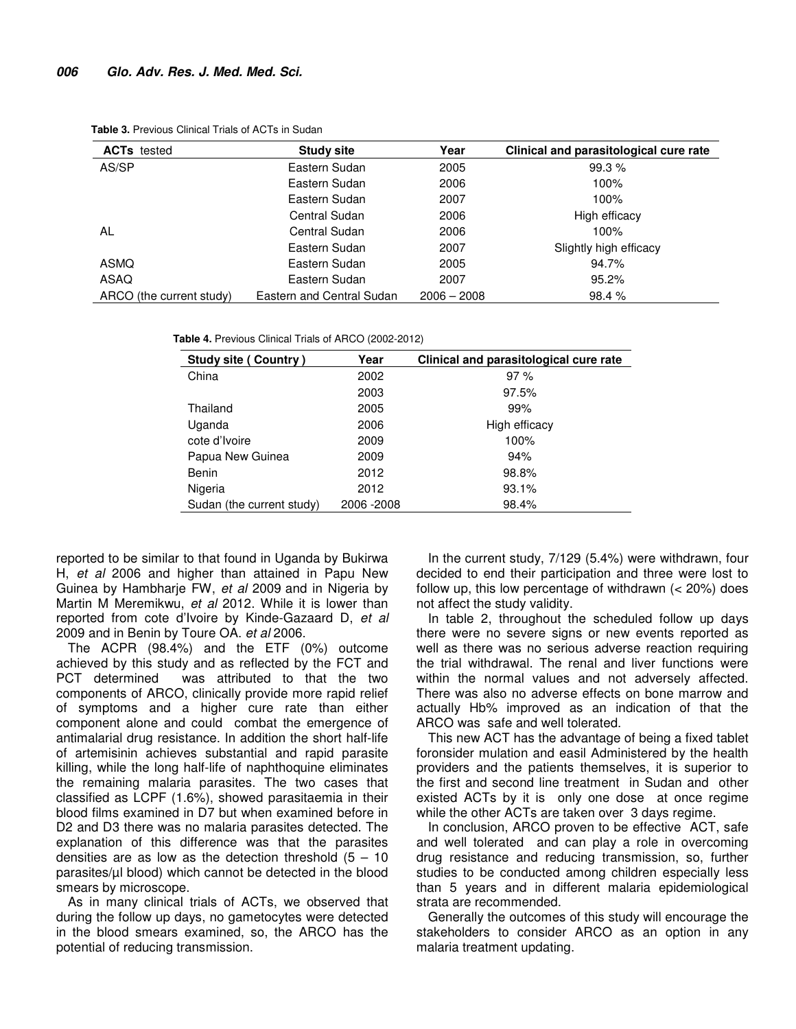**Table 3.** Previous Clinical Trials of ACTs in Sudan

| ACTs tested | Study site | Year | Clinical and parasitological cure rate |
|---|---|---|---|
| AS/SP | Eastern Sudan | 2005 | 99.3 % |
| | Eastern Sudan | 2006 | 100% |
| | Eastern Sudan | 2007 | 100% |
| | Central Sudan | 2006 | High efficacy |
| AL | Central Sudan | 2006 | 100% |
| | Eastern Sudan | 2007 | Slightly high efficacy |
| ASMQ | Eastern Sudan | 2005 | 94.7% |
| ASAQ | Eastern Sudan | 2007 | 95.2% |
| ARCO (the current study) | Eastern and Central Sudan | 2006 – 2008 | 98.4 % |

**Table 4.** Previous Clinical Trials of ARCO (2002-2012)

| Study site ( Country ) | Year | Clinical and parasitological cure rate |
|---|---|---|
| China | 2002 | 97 % |
| | 2003 | 97.5% |
| Thailand | 2005 | 99% |
| Uganda | 2006 | High efficacy |
| cote d'Ivoire | 2009 | 100% |
| Papua New Guinea | 2009 | 94% |
| Benin | 2012 | 98.8% |
| Nigeria | 2012 | 93.1% |
| Sudan (the current study) | 2006 -2008 | 98.4% |

reported to be similar to that found in Uganda by Bukirwa H, *et al* 2006 and higher than attained in Papu New Guinea by Hambharje FW, *et al* 2009 and in Nigeria by Martin M Meremikwu, *et al* 2012. While it is lower than reported from cote d'Ivoire by Kinde-Gazaard D, *et al* 2009 and in Benin by Toure OA. *et al* 2006.

The ACPR (98.4%) and the ETF (0%) outcome achieved by this study and as reflected by the FCT and PCT determined was attributed to that the two components of ARCO, clinically provide more rapid relief of symptoms and a higher cure rate than either component alone and could combat the emergence of antimalarial drug resistance. In addition the short half-life of artemisinin achieves substantial and rapid parasite killing, while the long half-life of naphthoquine eliminates the remaining malaria parasites. The two cases that classified as LCPF (1.6%), showed parasitaemia in their blood films examined in D7 but when examined before in D2 and D3 there was no malaria parasites detected. The explanation of this difference was that the parasites densities are as low as the detection threshold (5 – 10 parasites/µl blood) which cannot be detected in the blood smears by microscope.

As in many clinical trials of ACTs, we observed that during the follow up days, no gametocytes were detected in the blood smears examined, so, the ARCO has the potential of reducing transmission.

In the current study, 7/129 (5.4%) were withdrawn, four decided to end their participation and three were lost to follow up, this low percentage of withdrawn (< 20%) does not affect the study validity.

In table 2, throughout the scheduled follow up days there were no severe signs or new events reported as well as there was no serious adverse reaction requiring the trial withdrawal. The renal and liver functions were within the normal values and not adversely affected. There was also no adverse effects on bone marrow and actually Hb% improved as an indication of that the ARCO was safe and well tolerated.

This new ACT has the advantage of being a fixed tablet foronsider mulation and easil Administered by the health providers and the patients themselves, it is superior to the first and second line treatment in Sudan and other existed ACTs by it is only one dose at once regime while the other ACTs are taken over 3 days regime.

In conclusion, ARCO proven to be effective ACT, safe and well tolerated and can play a role in overcoming drug resistance and reducing transmission, so, further studies to be conducted among children especially less than 5 years and in different malaria epidemiological strata are recommended.

Generally the outcomes of this study will encourage the stakeholders to consider ARCO as an option in any malaria treatment updating.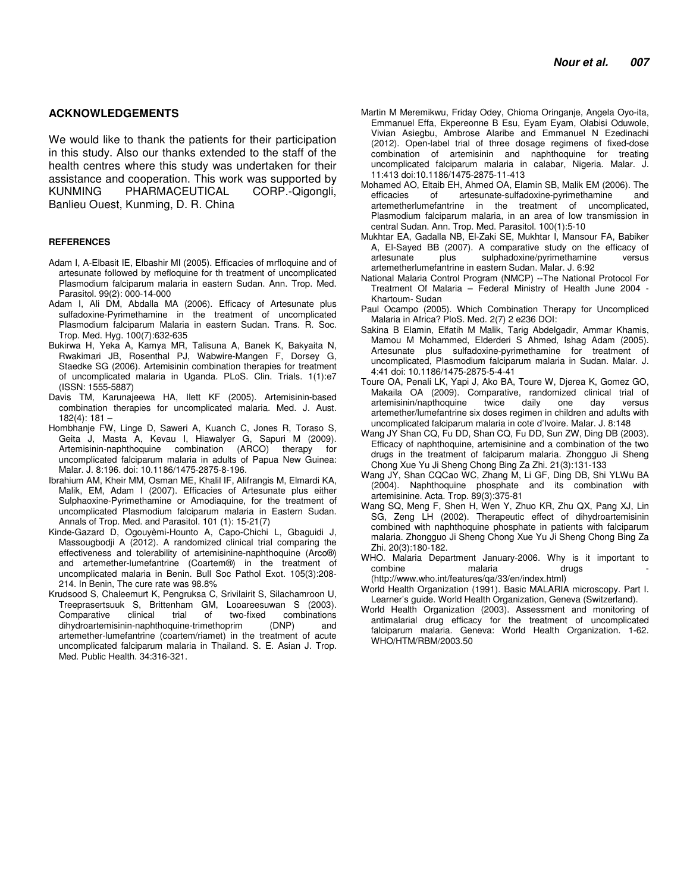## ACKNOWLEDGEMENTS

We would like to thank the patients for their participation in this study. Also our thanks extended to the staff of the health centres where this study was undertaken for their assistance and cooperation. This work was supported by KUNMING PHARMACEUTICAL CORP.-Qigongli, Banlieu Ouest, Kunming, D. R. China

#### REFERENCES

Adam I, A-Elbasit IE, Elbashir MI (2005). Efficacies of mrfloquine and of artesunate followed by mefloquine for th treatment of uncomplicated Plasmodium falciparum malaria in eastern Sudan. Ann. Trop. Med. Parasitol. 99(2): 000-14-000

Adam I, Ali DM, Abdalla MA (2006). Efficacy of Artesunate plus sulfadoxine-Pyrimethamine in the treatment of uncomplicated Plasmodium falciparum Malaria in eastern Sudan. Trans. R. Soc. Trop. Med. Hyg. 100(7):632-635

Bukirwa H, Yeka A, Kamya MR, Talisuna A, Banek K, Bakyaita N, Rwakimari JB, Rosenthal PJ, Wabwire-Mangen F, Dorsey G, Staedke SG (2006). Artemisinin combination therapies for treatment of uncomplicated malaria in Uganda. PLoS. Clin. Trials. 1(1):e7 (ISSN: 1555-5887)

Davis TM, Karunajeewa HA, Ilett KF (2005). Artemisinin-based combination therapies for uncomplicated malaria. Med. J. Aust. 182(4): 181 –

Hombhanje FW, Linge D, Saweri A, Kuanch C, Jones R, Toraso S, Geita J, Masta A, Kevau I, Hiawalyer G, Sapuri M (2009). Artemisinin-naphthoquine combination (ARCO) therapy for uncomplicated falciparum malaria in adults of Papua New Guinea: Malar. J. 8:196. doi: 10.1186/1475-2875-8-196.

Ibrahium AM, Kheir MM, Osman ME, Khalil IF, Alifrangis M, Elmardi KA, Malik, EM, Adam I (2007). Efficacies of Artesunate plus either Sulphaoxine-Pyrimethamine or Amodiaquine, for the treatment of uncomplicated Plasmodium falciparum malaria in Eastern Sudan. Annals of Trop. Med. and Parasitol. 101 (1): 15-21(7)

Kinde-Gazard D, Ogouyèmi-Hounto A, Capo-Chichi L, Gbaguidi J, Massougbodji A (2012). A randomized clinical trial comparing the effectiveness and tolerability of artemisinine-naphthoquine (Arco®) and artemether-lumefantrine (Coartem®) in the treatment of uncomplicated malaria in Benin. Bull Soc Pathol Exot. 105(3):208-214. In Benin, The cure rate was 98.8%

Krudsood S, Chaleemurt K, Pengruksa C, Srivilairit S, Silachamroon U, Treeprasertsuuk S, Brittenham GM, Looareesuwan S (2003). Comparative clinical trial of two-fixed combinations dihydroartemisinin-naphthoquine-trimethoprim (DNP) and artemether-lumefantrine (coartem/riamet) in the treatment of acute uncomplicated falciparum malaria in Thailand. S. E. Asian J. Trop. Med. Public Health. 34:316-321.

Martin M Meremikwu, Friday Odey, Chioma Oringanje, Angela Oyo-ita, Emmanuel Effa, Ekpereonne B Esu, Eyam Eyam, Olabisi Oduwole, Vivian Asiegbu, Ambrose Alaribe and Emmanuel N Ezedinachi (2012). Open-label trial of three dosage regimens of fixed-dose combination of artemisinin and naphthoquine for treating uncomplicated falciparum malaria in calabar, Nigeria. Malar. J. 11:413 doi:10.1186/1475-2875-11-413

Mohamed AO, Eltaib EH, Ahmed OA, Elamin SB, Malik EM (2006). The efficacies of artesunate-sulfadoxine-pyrimethamine and artemetherlumefantrine in the treatment of uncomplicated, Plasmodium falciparum malaria, in an area of low transmission in central Sudan. Ann. Trop. Med. Parasitol. 100(1):5-10

Mukhtar EA, Gadalla NB, El-Zaki SE, Mukhtar I, Mansour FA, Babiker A, El-Sayed BB (2007). A comparative study on the efficacy of artesunate plus sulphadoxine/pyrimethamine versus artemetherlumefantrine in eastern Sudan. Malar. J. 6:92

National Malaria Control Program (NMCP) --The National Protocol For Treatment Of Malaria – Federal Ministry of Health June 2004 - Khartoum- Sudan

Paul Ocampo (2005). Which Combination Therapy for Uncompliced Malaria in Africa? PloS. Med. 2(7) 2 e236 DOI:

Sakina B Elamin, Elfatih M Malik, Tarig Abdelgadir, Ammar Khamis, Mamou M Mohammed, Elderderi S Ahmed, Ishag Adam (2005). Artesunate plus sulfadoxine-pyrimethamine for treatment of uncomplicated, Plasmodium falciparum malaria in Sudan. Malar. J. 4:41 doi: 10.1186/1475-2875-5-4-41

Toure OA, Penali LK, Yapi J, Ako BA, Toure W, Djerea K, Gomez GO, Makaila OA (2009). Comparative, randomized clinical trial of artemisinin/napthoquine twice daily one day versus artemether/lumefantrine six doses regimen in children and adults with uncomplicated falciparum malaria in cote d'Ivoire. Malar. J. 8:148

Wang JY Shan CQ, Fu DD, Shan CQ, Fu DD, Sun ZW, Ding DB (2003). Efficacy of naphthoquine, artemisinine and a combination of the two drugs in the treatment of falciparum malaria. Zhongguo Ji Sheng Chong Xue Yu Ji Sheng Chong Bing Za Zhi. 21(3):131-133

Wang JY, Shan CQCao WC, Zhang M, Li GF, Ding DB, Shi YLWu BA (2004). Naphthoquine phosphate and its combination with artemisinine. Acta. Trop. 89(3):375-81

Wang SQ, Meng F, Shen H, Wen Y, Zhuo KR, Zhu QX, Pang XJ, Lin SG, Zeng LH (2002). Therapeutic effect of dihydroartemisinin combined with naphthoquine phosphate in patients with falciparum malaria. Zhongguo Ji Sheng Chong Xue Yu Ji Sheng Chong Bing Za Zhi. 20(3):180-182.

WHO. Malaria Department January-2006. Why is it important to combine malaria drugs - (http://www.who.int/features/qa/33/en/index.html)

World Health Organization (1991). Basic MALARIA microscopy. Part I. Learner's guide. World Health Organization, Geneva (Switzerland).

World Health Organization (2003). Assessment and monitoring of antimalarial drug efficacy for the treatment of uncomplicated falciparum malaria. Geneva: World Health Organization. 1-62. WHO/HTM/RBM/2003.50